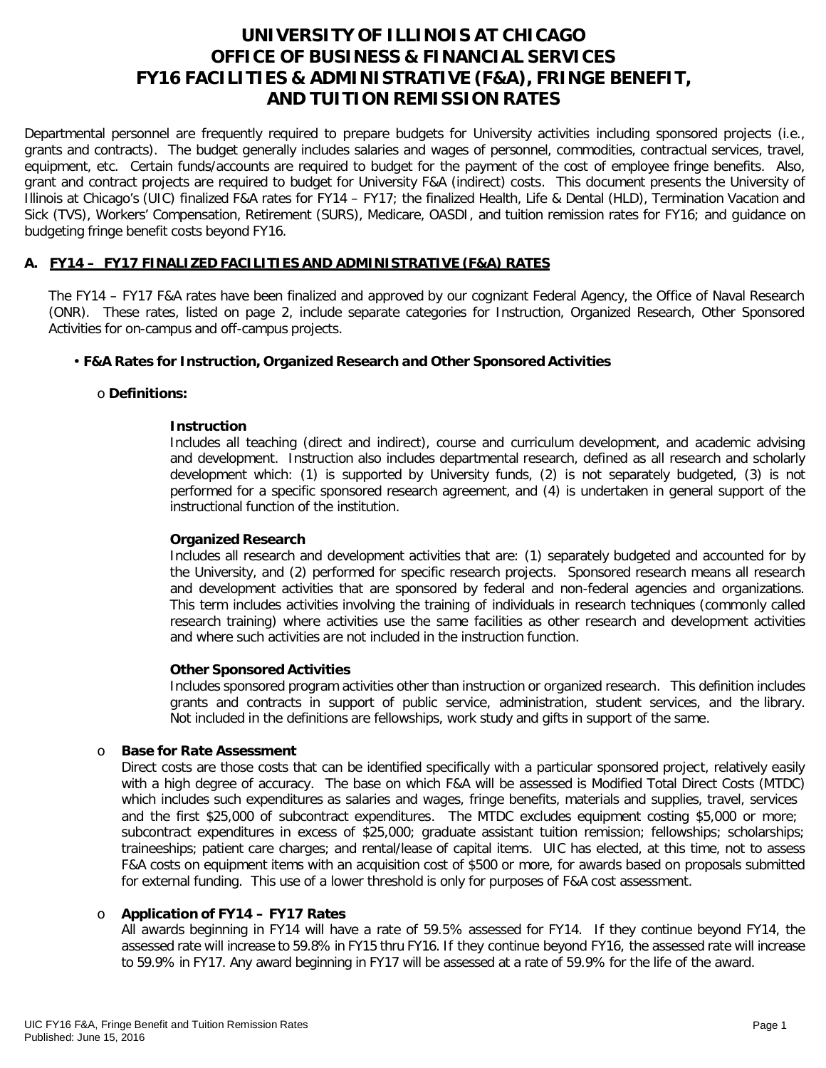# UNIVERSITY OF ILLINOIS AT CHICAGO
# OFFICE OF BUSINESS & FINANCIAL SERVICES
# FY16 FACILITIES & ADMINISTRATIVE (F&A), FRINGE BENEFIT, AND TUITION REMISSION RATES

Departmental personnel are frequently required to prepare budgets for University activities including sponsored projects (i.e., grants and contracts). The budget generally includes salaries and wages of personnel, commodities, contractual services, travel, equipment, etc. Certain funds/accounts are required to budget for the payment of the cost of employee fringe benefits. Also, grant and contract projects are required to budget for University F&A (indirect) costs. This document presents the University of Illinois at Chicago's (UIC) finalized F&A rates for FY14 – FY17; the finalized Health, Life & Dental (HLD), Termination Vacation and Sick (TVS), Workers' Compensation, Retirement (SURS), Medicare, OASDI, and tuition remission rates for FY16; and guidance on budgeting fringe benefit costs beyond FY16.

## A. FY14 – FY17 FINALIZED FACILITIES AND ADMINISTRATIVE (F&A) RATES

The FY14 – FY17 F&A rates have been finalized and approved by our cognizant Federal Agency, the Office of Naval Research (ONR). These rates, listed on page 2, include separate categories for Instruction, Organized Research, Other Sponsored Activities for on-campus and off-campus projects.

- **F&A Rates for Instruction, Organized Research and Other Sponsored Activities**
  - **Definitions:**

    **Instruction**
    Includes all teaching (direct and indirect), course and curriculum development, and academic advising and development. Instruction also includes departmental research, defined as all research and scholarly development which: (1) is supported by University funds, (2) is not separately budgeted, (3) is not performed for a specific sponsored research agreement, and (4) is undertaken in general support of the instructional function of the institution.

    **Organized Research**
    Includes all research and development activities that are: (1) separately budgeted and accounted for by the University, and (2) performed for specific research projects. Sponsored research means all research and development activities that are sponsored by federal and non-federal agencies and organizations. This term includes activities involving the training of individuals in research techniques (commonly called research training) where activities use the same facilities as other research and development activities and where such activities are not included in the instruction function.

    **Other Sponsored Activities**
    Includes sponsored program activities other than instruction or organized research. This definition includes grants and contracts in support of public service, administration, student services, and the library. Not included in the definitions are fellowships, work study and gifts in support of the same.

  - **Base for Rate Assessment**
    Direct costs are those costs that can be identified specifically with a particular sponsored project, relatively easily with a high degree of accuracy. The base on which F&A will be assessed is Modified Total Direct Costs (MTDC) which includes such expenditures as salaries and wages, fringe benefits, materials and supplies, travel, services and the first $25,000 of subcontract expenditures. The MTDC excludes equipment costing $5,000 or more; subcontract expenditures in excess of $25,000; graduate assistant tuition remission; fellowships; scholarships; traineeships; patient care charges; and rental/lease of capital items. UIC has elected, at this time, not to assess F&A costs on equipment items with an acquisition cost of $500 or more, for awards based on proposals submitted for external funding. This use of a lower threshold is only for purposes of F&A cost assessment.

  - **Application of FY14 – FY17 Rates**
    All awards beginning in FY14 will have a rate of 59.5% assessed for FY14. If they continue beyond FY14, the assessed rate will increase to 59.8% in FY15 thru FY16. If they continue beyond FY16, the assessed rate will increase to 59.9% in FY17. Any award beginning in FY17 will be assessed at a rate of 59.9% for the life of the award.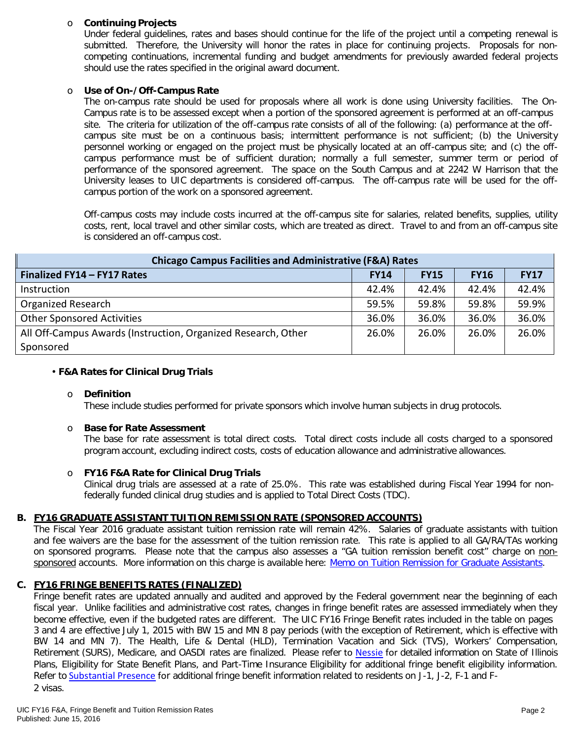- **Continuing Projects**

  Under federal guidelines, rates and bases should continue for the life of the project until a competing renewal is submitted. Therefore, the University will honor the rates in place for continuing projects. Proposals for non-competing continuations, incremental funding and budget amendments for previously awarded federal projects should use the rates specified in the original award document.

- **Use of On-/Off-Campus Rate**

  The on-campus rate should be used for proposals where all work is done using University facilities. The On-Campus rate is to be assessed except when a portion of the sponsored agreement is performed at an off-campus site. The criteria for utilization of the off-campus rate consists of all of the following: (a) performance at the off-campus site must be on a continuous basis; intermittent performance is not sufficient; (b) the University personnel working or engaged on the project must be physically located at an off-campus site; and (c) the off-campus performance must be of sufficient duration; normally a full semester, summer term or period of performance of the sponsored agreement. The space on the South Campus and at 2242 W Harrison that the University leases to UIC departments is considered off-campus. The off-campus rate will be used for the off-campus portion of the work on a sponsored agreement.

  Off-campus costs may include costs incurred at the off-campus site for salaries, related benefits, supplies, utility costs, rent, local travel and other similar costs, which are treated as direct. Travel to and from an off-campus site is considered an off-campus cost.

| Chicago Campus Facilities and Administrative (F&A) Rates | | | | |
|---|---|---|---|---|
| **Finalized FY14 – FY17 Rates** | **FY14** | **FY15** | **FY16** | **FY17** |
| Instruction | 42.4% | 42.4% | 42.4% | 42.4% |
| Organized Research | 59.5% | 59.8% | 59.8% | 59.9% |
| Other Sponsored Activities | 36.0% | 36.0% | 36.0% | 36.0% |
| All Off-Campus Awards (Instruction, Organized Research, Other Sponsored | 26.0% | 26.0% | 26.0% | 26.0% |

- **F&A Rates for Clinical Drug Trials**

  - **Definition**

    These include studies performed for private sponsors which involve human subjects in drug protocols.

  - **Base for Rate Assessment**

    The base for rate assessment is total direct costs. Total direct costs include all costs charged to a sponsored program account, excluding indirect costs, costs of education allowance and administrative allowances.

  - **FY16 F&A Rate for Clinical Drug Trials**

    Clinical drug trials are assessed at a rate of 25.0%. This rate was established during Fiscal Year 1994 for non-federally funded clinical drug studies and is applied to Total Direct Costs (TDC).

## B. FY16 GRADUATE ASSISTANT TUITION REMISSION RATE (SPONSORED ACCOUNTS)

The Fiscal Year 2016 graduate assistant tuition remission rate will remain 42%. Salaries of graduate assistants with tuition and fee waivers are the base for the assessment of the tuition remission rate. This rate is applied to all GA/RA/TAs working on sponsored programs. Please note that the campus also assesses a "GA tuition remission benefit cost" charge on non-sponsored accounts. More information on this charge is available here: Memo on Tuition Remission for Graduate Assistants.

## C. FY16 FRINGE BENEFITS RATES (FINALIZED)

Fringe benefit rates are updated annually and audited and approved by the Federal government near the beginning of each fiscal year. Unlike facilities and administrative cost rates, changes in fringe benefit rates are assessed immediately when they become effective, even if the budgeted rates are different. The UIC FY16 Fringe Benefit rates included in the table on pages 3 and 4 are effective July 1, 2015 with BW 15 and MN 8 pay periods (with the exception of Retirement, which is effective with BW 14 and MN 7). The Health, Life & Dental (HLD), Termination Vacation and Sick (TVS), Workers' Compensation, Retirement (SURS), Medicare, and OASDI rates are finalized. Please refer to Nessie for detailed information on State of Illinois Plans, Eligibility for State Benefit Plans, and Part-Time Insurance Eligibility for additional fringe benefit eligibility information. Refer to Substantial Presence for additional fringe benefit information related to residents on J-1, J-2, F-1 and F-2 visas.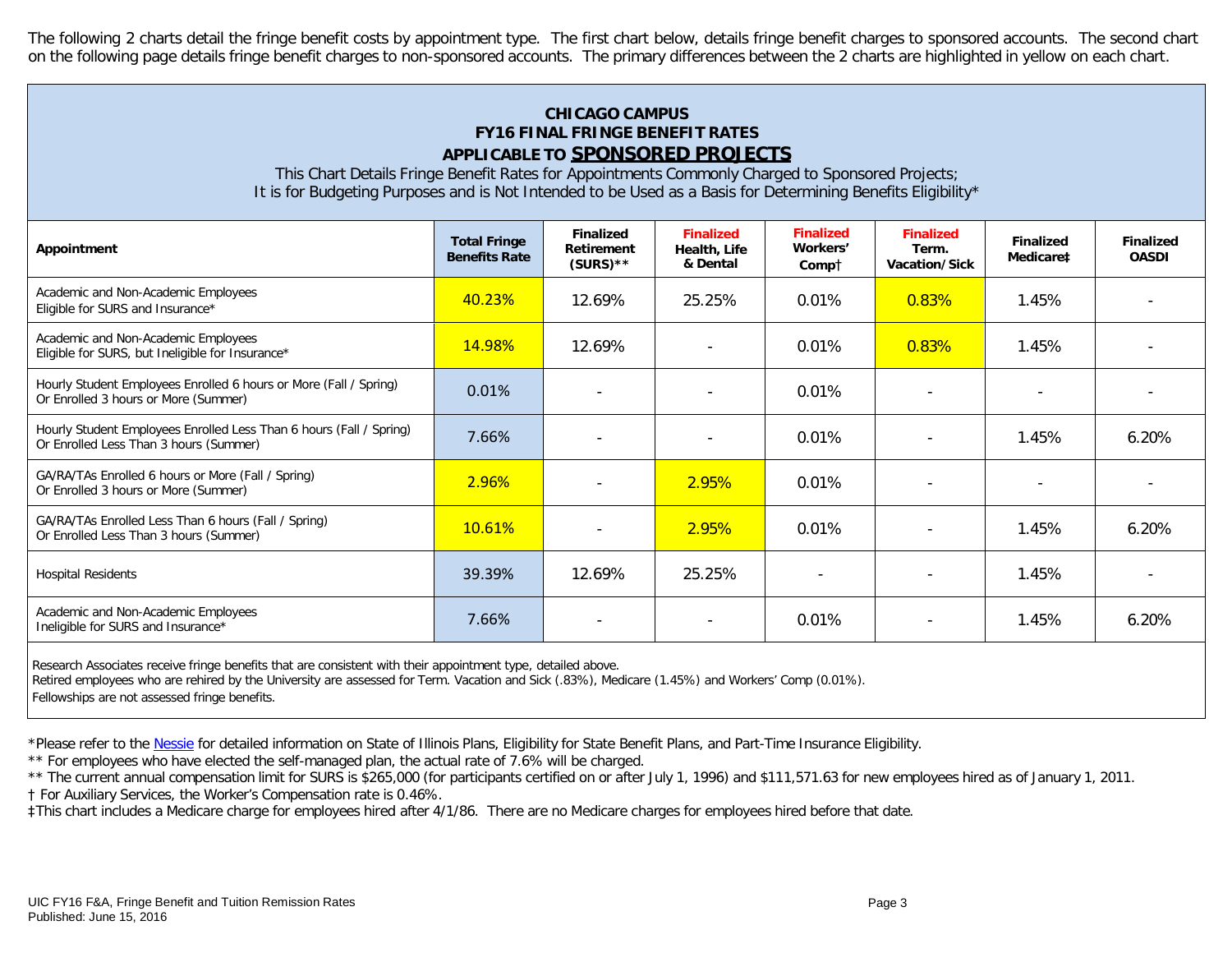The following 2 charts detail the fringe benefit costs by appointment type. The first chart below, details fringe benefit charges to sponsored accounts. The second chart on the following page details fringe benefit charges to non-sponsored accounts. The primary differences between the 2 charts are highlighted in yellow on each chart.

## CHICAGO CAMPUS
## FY16 FINAL FRINGE BENEFIT RATES
## APPLICABLE TO SPONSORED PROJECTS

This Chart Details Fringe Benefit Rates for Appointments Commonly Charged to Sponsored Projects;
It is for Budgeting Purposes and is Not Intended to be Used as a Basis for Determining Benefits Eligibility*

| Appointment | Total Fringe Benefits Rate | Finalized Retirement (SURS)** | Finalized Health, Life & Dental | Finalized Workers' Comp† | Finalized Term. Vacation/Sick | Finalized Medicare‡ | Finalized OASDI |
|---|---|---|---|---|---|---|---|
| Academic and Non-Academic Employees Eligible for SURS and Insurance* | 40.23% | 12.69% | 25.25% | 0.01% | 0.83% | 1.45% | - |
| Academic and Non-Academic Employees Eligible for SURS, but Ineligible for Insurance* | 14.98% | 12.69% | - | 0.01% | 0.83% | 1.45% | - |
| Hourly Student Employees Enrolled 6 hours or More (Fall / Spring) Or Enrolled 3 hours or More (Summer) | 0.01% | - | - | 0.01% | - | - | - |
| Hourly Student Employees Enrolled Less Than 6 hours (Fall / Spring) Or Enrolled Less Than 3 hours (Summer) | 7.66% | - | - | 0.01% | - | 1.45% | 6.20% |
| GA/RA/TAs Enrolled 6 hours or More (Fall / Spring) Or Enrolled 3 hours or More (Summer) | 2.96% | - | 2.95% | 0.01% | - | - | - |
| GA/RA/TAs Enrolled Less Than 6 hours (Fall / Spring) Or Enrolled Less Than 3 hours (Summer) | 10.61% | - | 2.95% | 0.01% | - | 1.45% | 6.20% |
| Hospital Residents | 39.39% | 12.69% | 25.25% | - | - | 1.45% | - |
| Academic and Non-Academic Employees Ineligible for SURS and Insurance* | 7.66% | - | - | 0.01% | - | 1.45% | 6.20% |

Research Associates receive fringe benefits that are consistent with their appointment type, detailed above.
Retired employees who are rehired by the University are assessed for Term. Vacation and Sick (.83%), Medicare (1.45%) and Workers' Comp (0.01%).
Fellowships are not assessed fringe benefits.

*Please refer to the Nessie for detailed information on State of Illinois Plans, Eligibility for State Benefit Plans, and Part-Time Insurance Eligibility.
** For employees who have elected the self-managed plan, the actual rate of 7.6% will be charged.
** The current annual compensation limit for SURS is $265,000 (for participants certified on or after July 1, 1996) and $111,571.63 for new employees hired as of January 1, 2011.
† For Auxiliary Services, the Worker's Compensation rate is 0.46%.
‡This chart includes a Medicare charge for employees hired after 4/1/86. There are no Medicare charges for employees hired before that date.

UIC FY16 F&A, Fringe Benefit and Tuition Remission Rates
Published: June 15, 2016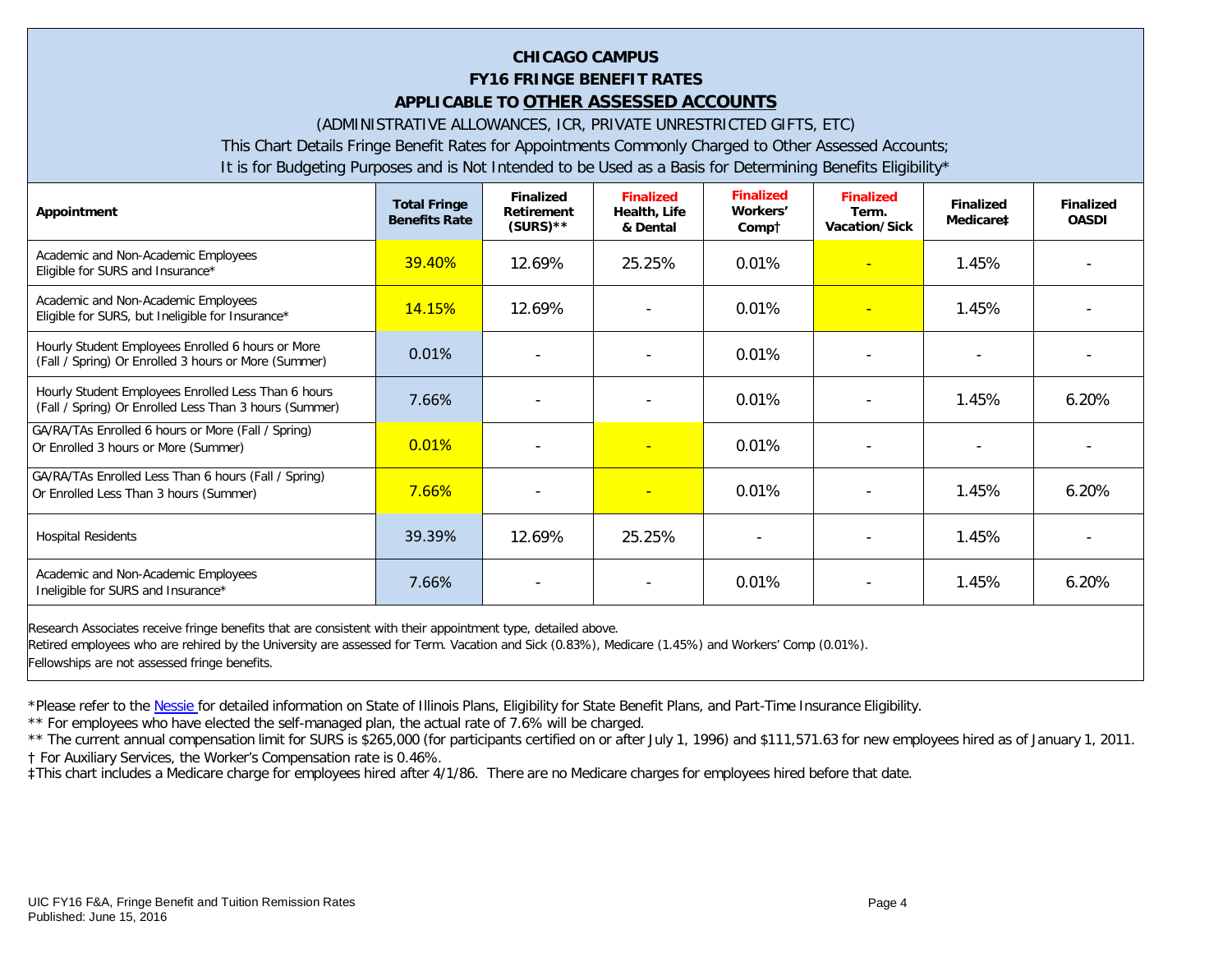# CHICAGO CAMPUS
## FY16 FRINGE BENEFIT RATES
## APPLICABLE TO OTHER ASSESSED ACCOUNTS

(ADMINISTRATIVE ALLOWANCES, ICR, PRIVATE UNRESTRICTED GIFTS, ETC)

This Chart Details Fringe Benefit Rates for Appointments Commonly Charged to Other Assessed Accounts;

It is for Budgeting Purposes and is Not Intended to be Used as a Basis for Determining Benefits Eligibility*

| Appointment | Total Fringe Benefits Rate | Finalized Retirement (SURS)** | Finalized Health, Life & Dental | Finalized Workers' Comp† | Finalized Term. Vacation/Sick | Finalized Medicare‡ | Finalized OASDI |
|---|---|---|---|---|---|---|---|
| Academic and Non-Academic Employees Eligible for SURS and Insurance* | 39.40% | 12.69% | 25.25% | 0.01% | - | 1.45% | - |
| Academic and Non-Academic Employees Eligible for SURS, but Ineligible for Insurance* | 14.15% | 12.69% | - | 0.01% | - | 1.45% | - |
| Hourly Student Employees Enrolled 6 hours or More (Fall / Spring) Or Enrolled 3 hours or More (Summer) | 0.01% | - | - | 0.01% | - | - | - |
| Hourly Student Employees Enrolled Less Than 6 hours (Fall / Spring) Or Enrolled Less Than 3 hours (Summer) | 7.66% | - | - | 0.01% | - | 1.45% | 6.20% |
| GA/RA/TAs Enrolled 6 hours or More (Fall / Spring) Or Enrolled 3 hours or More (Summer) | 0.01% | - | - | 0.01% | - | - | - |
| GA/RA/TAs Enrolled Less Than 6 hours (Fall / Spring) Or Enrolled Less Than 3 hours (Summer) | 7.66% | - | - | 0.01% | - | 1.45% | 6.20% |
| Hospital Residents | 39.39% | 12.69% | 25.25% | - | - | 1.45% | - |
| Academic and Non-Academic Employees Ineligible for SURS and Insurance* | 7.66% | - | - | 0.01% | - | 1.45% | 6.20% |

Research Associates receive fringe benefits that are consistent with their appointment type, detailed above.

Retired employees who are rehired by the University are assessed for Term. Vacation and Sick (0.83%), Medicare (1.45%) and Workers' Comp (0.01%).

Fellowships are not assessed fringe benefits.

*Please refer to the Nessie for detailed information on State of Illinois Plans, Eligibility for State Benefit Plans, and Part-Time Insurance Eligibility.

** For employees who have elected the self-managed plan, the actual rate of 7.6% will be charged.

** The current annual compensation limit for SURS is $265,000 (for participants certified on or after July 1, 1996) and $111,571.63 for new employees hired as of January 1, 2011.

† For Auxiliary Services, the Worker's Compensation rate is 0.46%.

‡This chart includes a Medicare charge for employees hired after 4/1/86. There are no Medicare charges for employees hired before that date.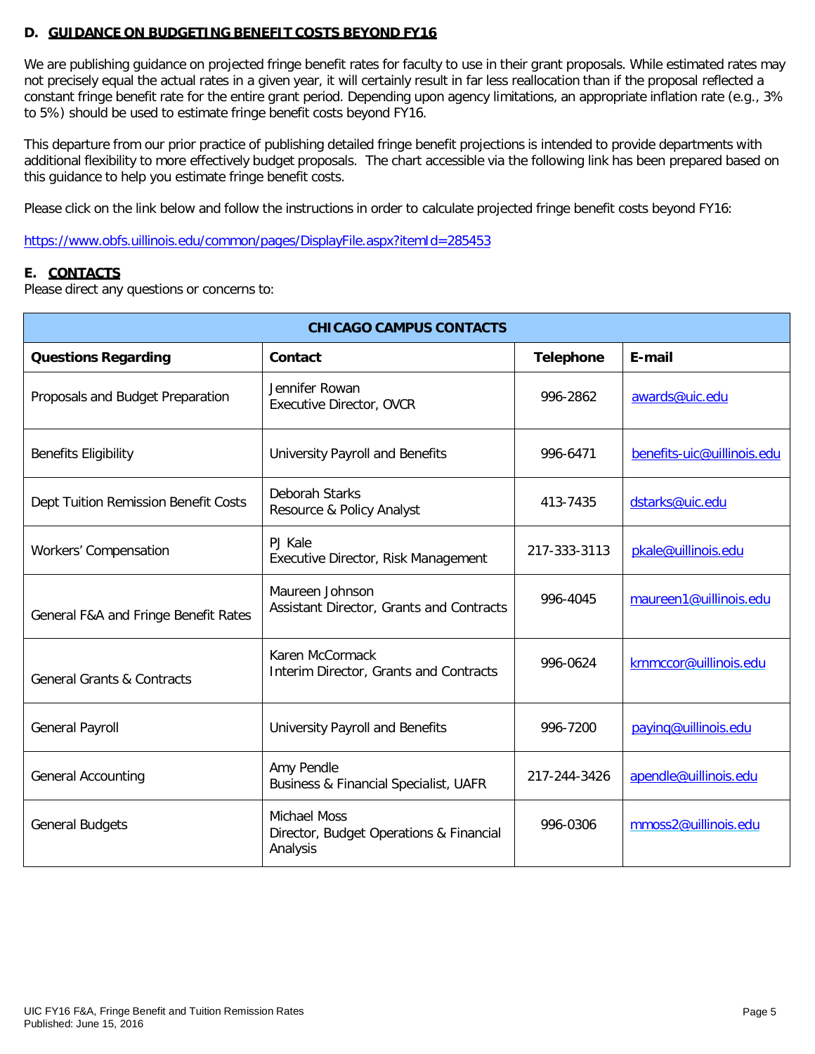## D. GUIDANCE ON BUDGETING BENEFIT COSTS BEYOND FY16

We are publishing guidance on projected fringe benefit rates for faculty to use in their grant proposals. While estimated rates may not precisely equal the actual rates in a given year, it will certainly result in far less reallocation than if the proposal reflected a constant fringe benefit rate for the entire grant period. Depending upon agency limitations, an appropriate inflation rate (e.g., 3% to 5%) should be used to estimate fringe benefit costs beyond FY16.

This departure from our prior practice of publishing detailed fringe benefit projections is intended to provide departments with additional flexibility to more effectively budget proposals. The chart accessible via the following link has been prepared based on this guidance to help you estimate fringe benefit costs.

Please click on the link below and follow the instructions in order to calculate projected fringe benefit costs beyond FY16:

https://www.obfs.uillinois.edu/common/pages/DisplayFile.aspx?itemId=285453

## E. CONTACTS

Please direct any questions or concerns to:

| CHICAGO CAMPUS CONTACTS | | | |
|---|---|---|---|
| **Questions Regarding** | **Contact** | **Telephone** | **E-mail** |
| Proposals and Budget Preparation | Jennifer Rowan<br>Executive Director, OVCR | 996-2862 | awards@uic.edu |
| Benefits Eligibility | University Payroll and Benefits | 996-6471 | benefits-uic@uillinois.edu |
| Dept Tuition Remission Benefit Costs | Deborah Starks<br>Resource & Policy Analyst | 413-7435 | dstarks@uic.edu |
| Workers' Compensation | PJ Kale<br>Executive Director, Risk Management | 217-333-3113 | pkale@uillinois.edu |
| General F&A and Fringe Benefit Rates | Maureen Johnson<br>Assistant Director, Grants and Contracts | 996-4045 | maureen1@uillinois.edu |
| General Grants & Contracts | Karen McCormack<br>Interim Director, Grants and Contracts | 996-0624 | krnmccor@uillinois.edu |
| General Payroll | University Payroll and Benefits | 996-7200 | payinq@uillinois.edu |
| General Accounting | Amy Pendle<br>Business & Financial Specialist, UAFR | 217-244-3426 | apendle@uillinois.edu |
| General Budgets | Michael Moss<br>Director, Budget Operations & Financial Analysis | 996-0306 | mmoss2@uillinois.edu |